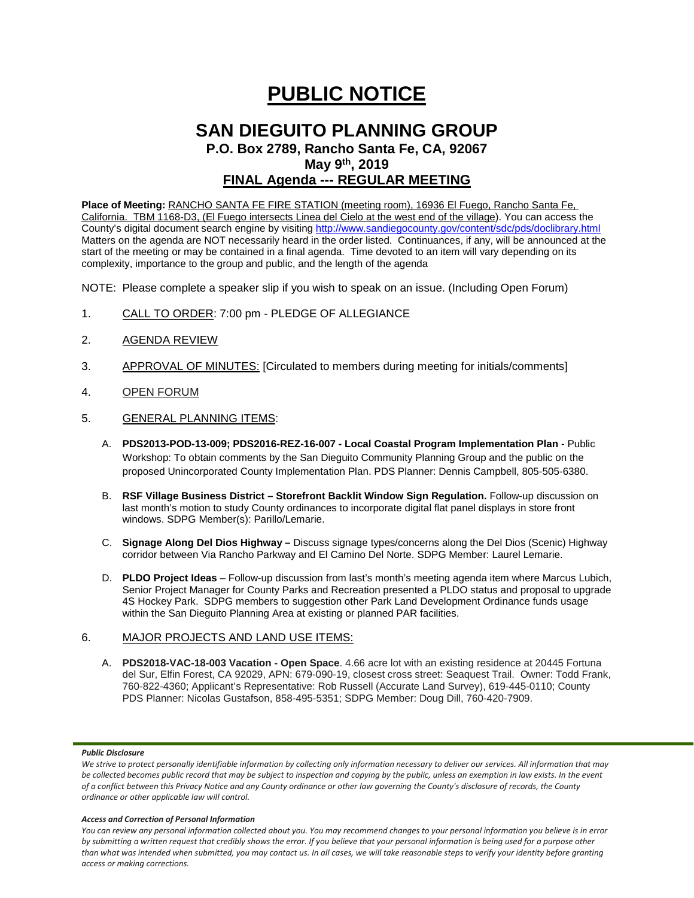# PUBLIC NOTICE

## SAN DIEGUITO PLANNING GROUP

### P.O. Box 2789, Rancho Santa Fe, CA, 92067

### May 9th, 2019

### FINAL Agenda --- REGULAR MEETING

**Place of Meeting:** RANCHO SANTA FE FIRE STATION (meeting room), 16936 El Fuego, Rancho Santa Fe, California. TBM 1168-D3, (El Fuego intersects Linea del Cielo at the west end of the village). You can access the County's digital document search engine by visiting http://www.sandiegocounty.gov/content/sdc/pds/doclibrary.html Matters on the agenda are NOT necessarily heard in the order listed. Continuances, if any, will be announced at the start of the meeting or may be contained in a final agenda. Time devoted to an item will vary depending on its complexity, importance to the group and public, and the length of the agenda

NOTE: Please complete a speaker slip if you wish to speak on an issue. (Including Open Forum)

1. CALL TO ORDER: 7:00 pm - PLEDGE OF ALLEGIANCE
2. AGENDA REVIEW
3. APPROVAL OF MINUTES: [Circulated to members during meeting for initials/comments]
4. OPEN FORUM
5. GENERAL PLANNING ITEMS:
   - A. **PDS2013-POD-13-009; PDS2016-REZ-16-007 - Local Coastal Program Implementation Plan** - Public Workshop: To obtain comments by the San Dieguito Community Planning Group and the public on the proposed Unincorporated County Implementation Plan. PDS Planner: Dennis Campbell, 805-505-6380.
   - B. **RSF Village Business District – Storefront Backlit Window Sign Regulation.** Follow-up discussion on last month's motion to study County ordinances to incorporate digital flat panel displays in store front windows. SDPG Member(s): Parillo/Lemarie.
   - C. **Signage Along Del Dios Highway –** Discuss signage types/concerns along the Del Dios (Scenic) Highway corridor between Via Rancho Parkway and El Camino Del Norte. SDPG Member: Laurel Lemarie.
   - D. **PLDO Project Ideas** – Follow-up discussion from last's month's meeting agenda item where Marcus Lubich, Senior Project Manager for County Parks and Recreation presented a PLDO status and proposal to upgrade 4S Hockey Park. SDPG members to suggestion other Park Land Development Ordinance funds usage within the San Dieguito Planning Area at existing or planned PAR facilities.
6. MAJOR PROJECTS AND LAND USE ITEMS:
   - A. **PDS2018-VAC-18-003 Vacation - Open Space**. 4.66 acre lot with an existing residence at 20445 Fortuna del Sur, Elfin Forest, CA 92029, APN: 679-090-19, closest cross street: Seaquest Trail. Owner: Todd Frank, 760-822-4360; Applicant's Representative: Rob Russell (Accurate Land Survey), 619-445-0110; County PDS Planner: Nicolas Gustafson, 858-495-5351; SDPG Member: Doug Dill, 760-420-7909.

***Public Disclosure***

*We strive to protect personally identifiable information by collecting only information necessary to deliver our services. All information that may be collected becomes public record that may be subject to inspection and copying by the public, unless an exemption in law exists. In the event of a conflict between this Privacy Notice and any County ordinance or other law governing the County's disclosure of records, the County ordinance or other applicable law will control.*

***Access and Correction of Personal Information***

*You can review any personal information collected about you. You may recommend changes to your personal information you believe is in error by submitting a written request that credibly shows the error. If you believe that your personal information is being used for a purpose other than what was intended when submitted, you may contact us. In all cases, we will take reasonable steps to verify your identity before granting access or making corrections.*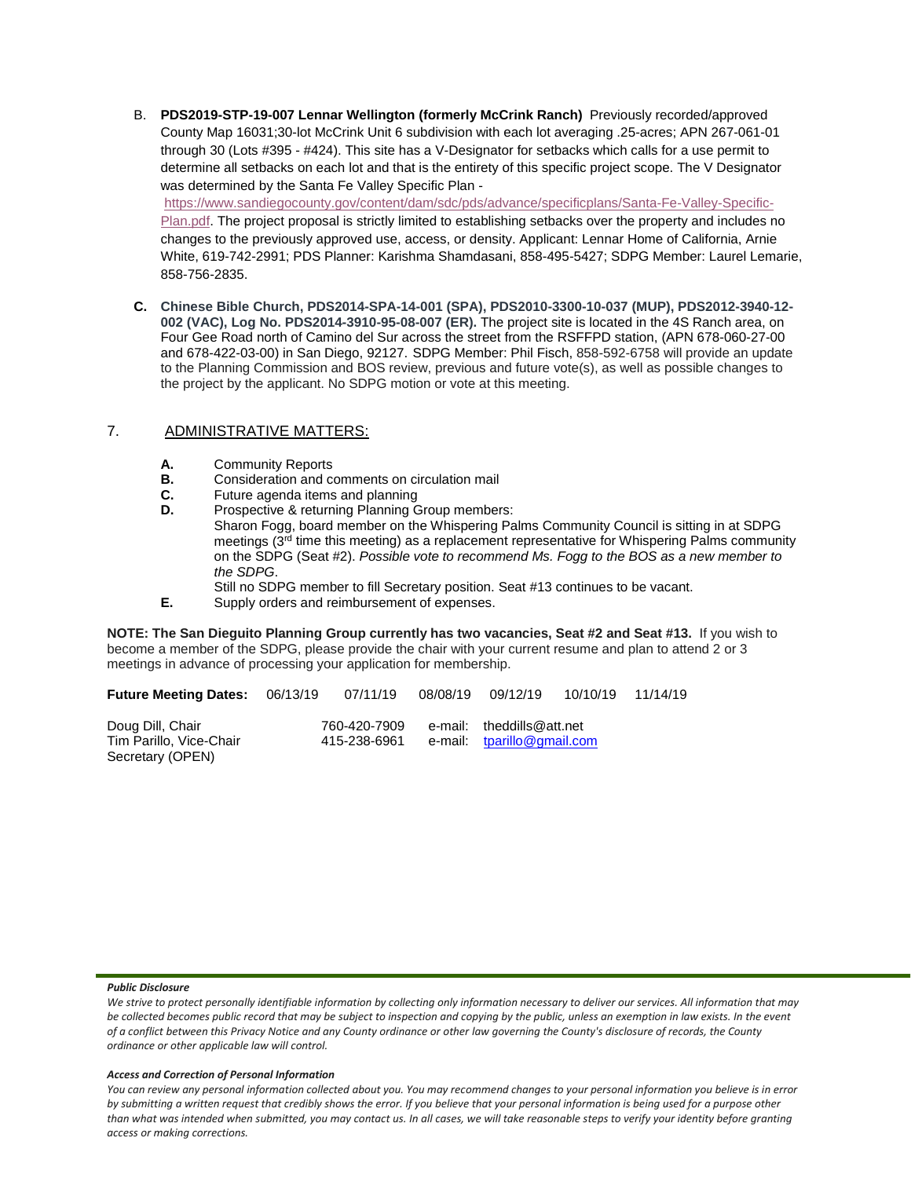B. **PDS2019-STP-19-007 Lennar Wellington (formerly McCrink Ranch)** Previously recorded/approved County Map 16031;30-lot McCrink Unit 6 subdivision with each lot averaging .25-acres; APN 267-061-01 through 30 (Lots #395 - #424). This site has a V-Designator for setbacks which calls for a use permit to determine all setbacks on each lot and that is the entirety of this specific project scope. The V Designator was determined by the Santa Fe Valley Specific Plan - https://www.sandiegocounty.gov/content/dam/sdc/pds/advance/specificplans/Santa-Fe-Valley-Specific-Plan.pdf. The project proposal is strictly limited to establishing setbacks over the property and includes no changes to the previously approved use, access, or density. Applicant: Lennar Home of California, Arnie White, 619-742-2991; PDS Planner: Karishma Shamdasani, 858-495-5427; SDPG Member: Laurel Lemarie, 858-756-2835.

**C. Chinese Bible Church, PDS2014-SPA-14-001 (SPA), PDS2010-3300-10-037 (MUP), PDS2012-3940-12-002 (VAC), Log No. PDS2014-3910-95-08-007 (ER).** The project site is located in the 4S Ranch area, on Four Gee Road north of Camino del Sur across the street from the RSFFPD station, (APN 678-060-27-00 and 678-422-03-00) in San Diego, 92127. SDPG Member: Phil Fisch, 858-592-6758 will provide an update to the Planning Commission and BOS review, previous and future vote(s), as well as possible changes to the project by the applicant. No SDPG motion or vote at this meeting.

## 7. ADMINISTRATIVE MATTERS:

**A.** Community Reports

**B.** Consideration and comments on circulation mail

**C.** Future agenda items and planning

**D.** Prospective & returning Planning Group members:
Sharon Fogg, board member on the Whispering Palms Community Council is sitting in at SDPG meetings (3rd time this meeting) as a replacement representative for Whispering Palms community on the SDPG (Seat #2). *Possible vote to recommend Ms. Fogg to the BOS as a new member to the SDPG*.
Still no SDPG member to fill Secretary position. Seat #13 continues to be vacant.

**E.** Supply orders and reimbursement of expenses.

**NOTE: The San Dieguito Planning Group currently has two vacancies, Seat #2 and Seat #13.** If you wish to become a member of the SDPG, please provide the chair with your current resume and plan to attend 2 or 3 meetings in advance of processing your application for membership.

**Future Meeting Dates:** 06/13/19 07/11/19 08/08/19 09/12/19 10/10/19 11/14/19

Doug Dill, Chair 760-420-7909 e-mail: theddills@att.net
Tim Parillo, Vice-Chair 415-238-6961 e-mail: tparillo@gmail.com
Secretary (OPEN)

***Public Disclosure***

*We strive to protect personally identifiable information by collecting only information necessary to deliver our services. All information that may be collected becomes public record that may be subject to inspection and copying by the public, unless an exemption in law exists. In the event of a conflict between this Privacy Notice and any County ordinance or other law governing the County's disclosure of records, the County ordinance or other applicable law will control.*

***Access and Correction of Personal Information***

*You can review any personal information collected about you. You may recommend changes to your personal information you believe is in error by submitting a written request that credibly shows the error. If you believe that your personal information is being used for a purpose other than what was intended when submitted, you may contact us. In all cases, we will take reasonable steps to verify your identity before granting access or making corrections.*